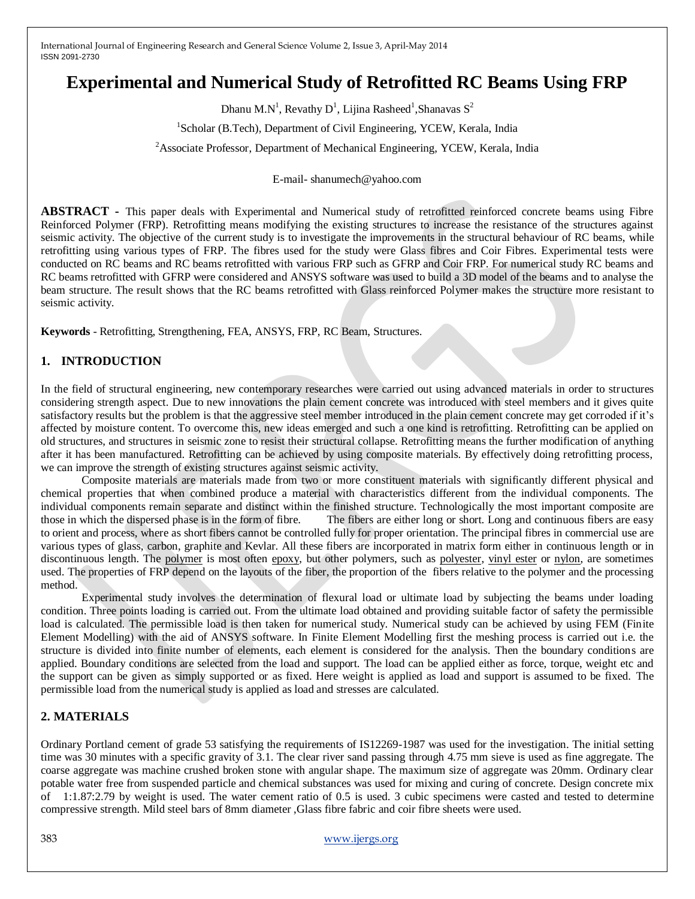# Experimental and Numerical Study of Retrofitted RC Beams Using FRP

Dhanu M.N[1], Revathy D[1], Lijina Rasheed[1],Shanavas S[2]

[1]Scholar (B.Tech), Department of Civil Engineering, YCEW, Kerala, India

[2]Associate Professor, Department of Mechanical Engineering, YCEW, Kerala, India

E-mail- shanumech@yahoo.com

**ABSTRACT -** This paper deals with Experimental and Numerical study of retrofitted reinforced concrete beams using Fibre Reinforced Polymer (FRP). Retrofitting means modifying the existing structures to increase the resistance of the structures against seismic activity. The objective of the current study is to investigate the improvements in the structural behaviour of RC beams, while retrofitting using various types of FRP. The fibres used for the study were Glass fibres and Coir Fibres. Experimental tests were conducted on RC beams and RC beams retrofitted with various FRP such as GFRP and Coir FRP. For numerical study RC beams and RC beams retrofitted with GFRP were considered and ANSYS software was used to build a 3D model of the beams and to analyse the beam structure. The result shows that the RC beams retrofitted with Glass reinforced Polymer makes the structure more resistant to seismic activity.

**Keywords** - Retrofitting, Strengthening, FEA, ANSYS, FRP, RC Beam, Structures.

## 1. INTRODUCTION

In the field of structural engineering, new contemporary researches were carried out using advanced materials in order to structures considering strength aspect. Due to new innovations the plain cement concrete was introduced with steel members and it gives quite satisfactory results but the problem is that the aggressive steel member introduced in the plain cement concrete may get corroded if it's affected by moisture content. To overcome this, new ideas emerged and such a one kind is retrofitting. Retrofitting can be applied on old structures, and structures in seismic zone to resist their structural collapse. Retrofitting means the further modification of anything after it has been manufactured. Retrofitting can be achieved by using composite materials. By effectively doing retrofitting process, we can improve the strength of existing structures against seismic activity.

Composite materials are materials made from two or more constituent materials with significantly different physical and chemical properties that when combined produce a material with characteristics different from the individual components. The individual components remain separate and distinct within the finished structure. Technologically the most important composite are those in which the dispersed phase is in the form of fibre. The fibers are either long or short. Long and continuous fibers are easy to orient and process, where as short fibers cannot be controlled fully for proper orientation. The principal fibres in commercial use are various types of glass, carbon, graphite and Kevlar. All these fibers are incorporated in matrix form either in continuous length or in discontinuous length. The polymer is most often epoxy, but other polymers, such as polyester, vinyl ester or nylon, are sometimes used. The properties of FRP depend on the layouts of the fiber, the proportion of the fibers relative to the polymer and the processing method.

Experimental study involves the determination of flexural load or ultimate load by subjecting the beams under loading condition. Three points loading is carried out. From the ultimate load obtained and providing suitable factor of safety the permissible load is calculated. The permissible load is then taken for numerical study. Numerical study can be achieved by using FEM (Finite Element Modelling) with the aid of ANSYS software. In Finite Element Modelling first the meshing process is carried out i.e. the structure is divided into finite number of elements, each element is considered for the analysis. Then the boundary conditions are applied. Boundary conditions are selected from the load and support. The load can be applied either as force, torque, weight etc and the support can be given as simply supported or as fixed. Here weight is applied as load and support is assumed to be fixed. The permissible load from the numerical study is applied as load and stresses are calculated.

## 2. MATERIALS

Ordinary Portland cement of grade 53 satisfying the requirements of IS12269-1987 was used for the investigation. The initial setting time was 30 minutes with a specific gravity of 3.1. The clear river sand passing through 4.75 mm sieve is used as fine aggregate. The coarse aggregate was machine crushed broken stone with angular shape. The maximum size of aggregate was 20mm. Ordinary clear potable water free from suspended particle and chemical substances was used for mixing and curing of concrete. Design concrete mix of 1:1.87:2.79 by weight is used. The water cement ratio of 0.5 is used. 3 cubic specimens were casted and tested to determine compressive strength. Mild steel bars of 8mm diameter ,Glass fibre fabric and coir fibre sheets were used.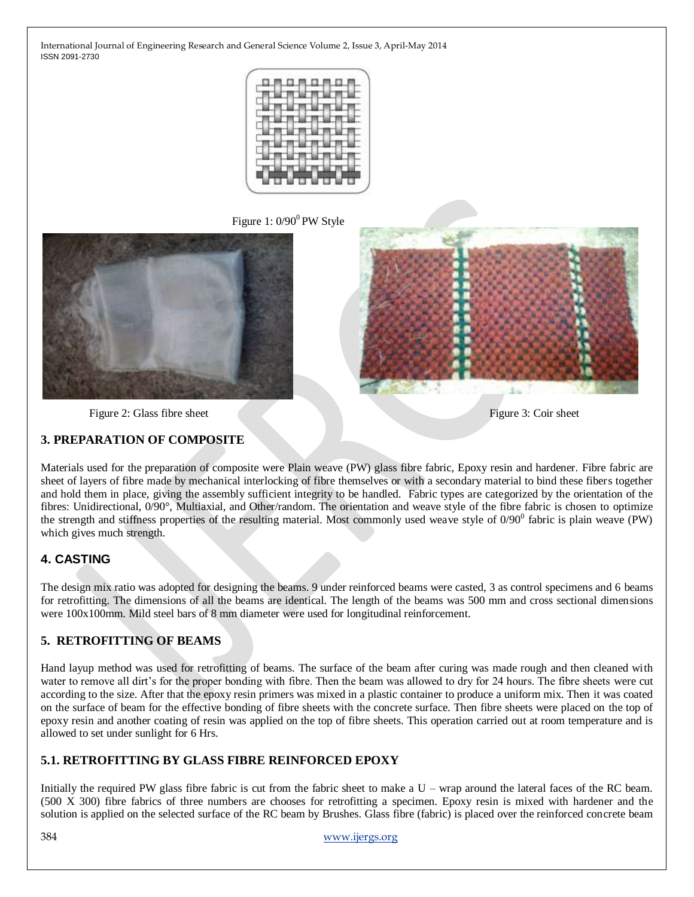Figure 1: $0/90^0$ PW Style

Figure 2: Glass fibre sheet

Figure 3: Coir sheet

## 3. PREPARATION OF COMPOSITE

Materials used for the preparation of composite were Plain weave (PW) glass fibre fabric, Epoxy resin and hardener. Fibre fabric are sheet of layers of fibre made by mechanical interlocking of fibre themselves or with a secondary material to bind these fibers together and hold them in place, giving the assembly sufficient integrity to be handled. Fabric types are categorized by the orientation of the fibres: Unidirectional, 0/90°, Multiaxial, and Other/random. The orientation and weave style of the fibre fabric is chosen to optimize the strength and stiffness properties of the resulting material. Most commonly used weave style of $0/90^0$ fabric is plain weave (PW) which gives much strength.

## 4. CASTING

The design mix ratio was adopted for designing the beams. 9 under reinforced beams were casted, 3 as control specimens and 6 beams for retrofitting. The dimensions of all the beams are identical. The length of the beams was 500 mm and cross sectional dimensions were 100x100mm. Mild steel bars of 8 mm diameter were used for longitudinal reinforcement.

## 5. RETROFITTING OF BEAMS

Hand layup method was used for retrofitting of beams. The surface of the beam after curing was made rough and then cleaned with water to remove all dirt's for the proper bonding with fibre. Then the beam was allowed to dry for 24 hours. The fibre sheets were cut according to the size. After that the epoxy resin primers was mixed in a plastic container to produce a uniform mix. Then it was coated on the surface of beam for the effective bonding of fibre sheets with the concrete surface. Then fibre sheets were placed on the top of epoxy resin and another coating of resin was applied on the top of fibre sheets. This operation carried out at room temperature and is allowed to set under sunlight for 6 Hrs.

### 5.1. RETROFITTING BY GLASS FIBRE REINFORCED EPOXY

Initially the required PW glass fibre fabric is cut from the fabric sheet to make a U – wrap around the lateral faces of the RC beam. (500 X 300) fibre fabrics of three numbers are chooses for retrofitting a specimen. Epoxy resin is mixed with hardener and the solution is applied on the selected surface of the RC beam by Brushes. Glass fibre (fabric) is placed over the reinforced concrete beam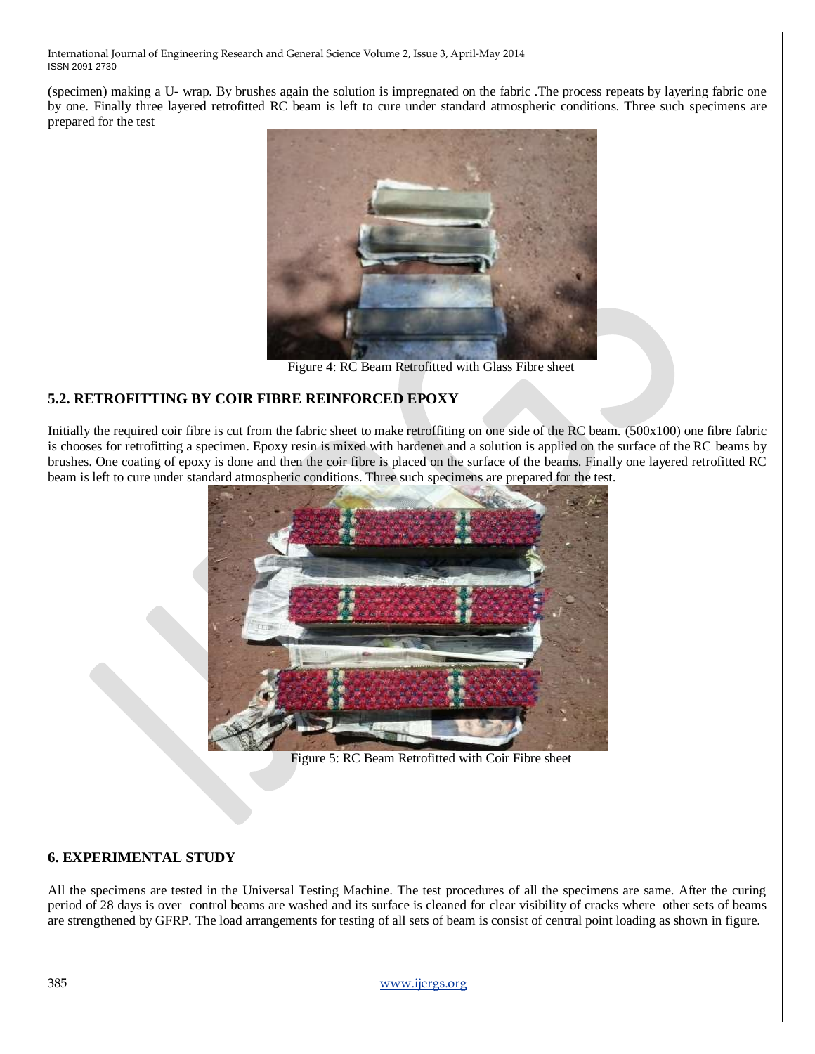(specimen) making a U- wrap. By brushes again the solution is impregnated on the fabric .The process repeats by layering fabric one by one. Finally three layered retrofitted RC beam is left to cure under standard atmospheric conditions. Three such specimens are prepared for the test

Figure 4: RC Beam Retrofitted with Glass Fibre sheet

## 5.2. RETROFITTING BY COIR FIBRE REINFORCED EPOXY

Initially the required coir fibre is cut from the fabric sheet to make retroffiting on one side of the RC beam. (500x100) one fibre fabric is chooses for retrofitting a specimen. Epoxy resin is mixed with hardener and a solution is applied on the surface of the RC beams by brushes. One coating of epoxy is done and then the coir fibre is placed on the surface of the beams. Finally one layered retrofitted RC beam is left to cure under standard atmospheric conditions. Three such specimens are prepared for the test.

Figure 5: RC Beam Retrofitted with Coir Fibre sheet

## 6. EXPERIMENTAL STUDY

All the specimens are tested in the Universal Testing Machine. The test procedures of all the specimens are same. After the curing period of 28 days is over control beams are washed and its surface is cleaned for clear visibility of cracks where other sets of beams are strengthened by GFRP. The load arrangements for testing of all sets of beam is consist of central point loading as shown in figure.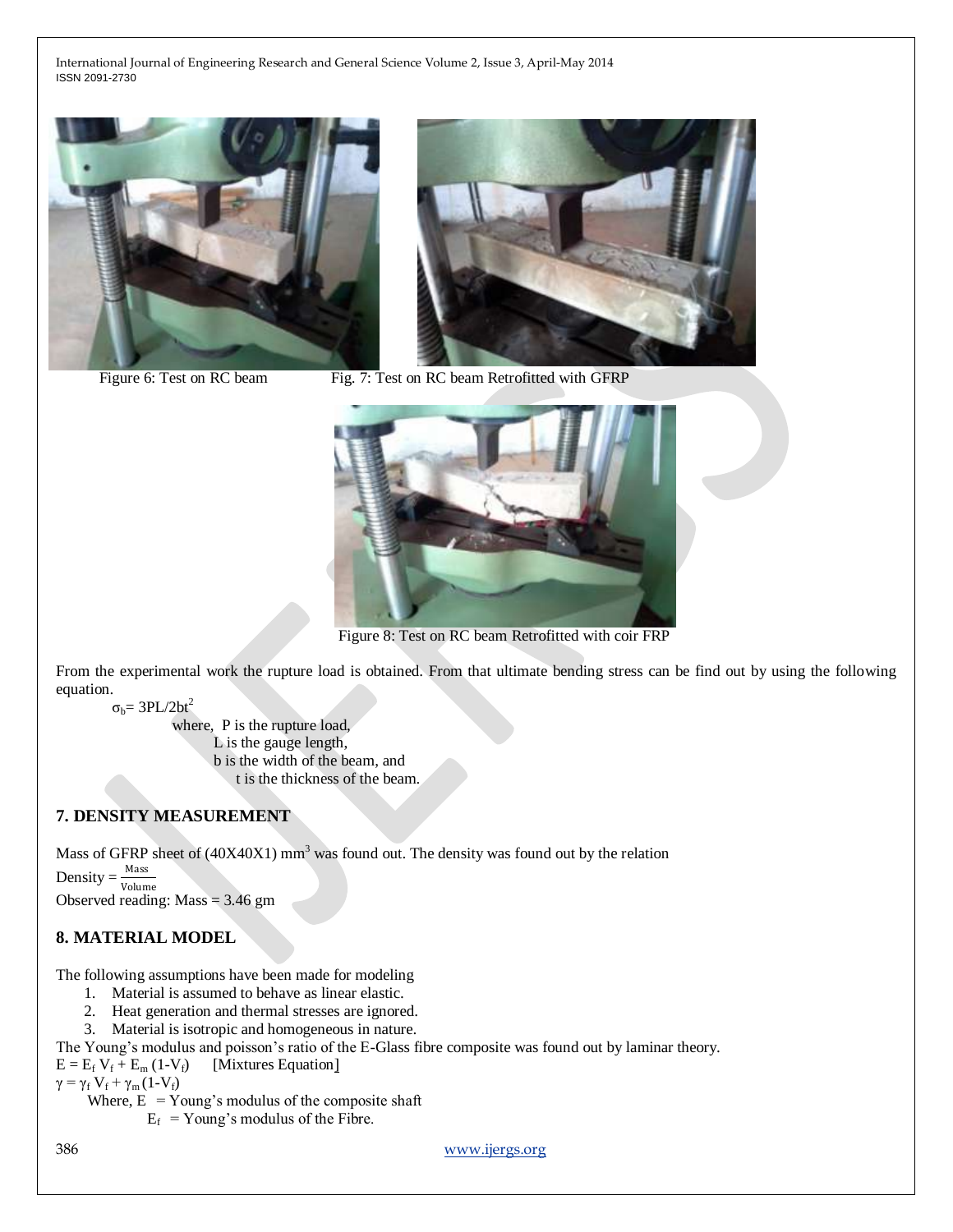Figure 6: Test on RC beam

Fig. 7: Test on RC beam Retrofitted with GFRP

Figure 8: Test on RC beam Retrofitted with coir FRP

From the experimental work the rupture load is obtained. From that ultimate bending stress can be find out by using the following equation.

$\sigma_b = 3PL/2bt^2$

where, P is the rupture load,
L is the gauge length,
b is the width of the beam, and
t is the thickness of the beam.

## 7. DENSITY MEASUREMENT

Mass of GFRP sheet of (40X40X1) $mm^3$ was found out. The density was found out by the relation

$\text{Density} = \frac{\text{Mass}}{\text{Volume}}$

Observed reading: Mass = 3.46 gm

## 8. MATERIAL MODEL

The following assumptions have been made for modeling

1. Material is assumed to behave as linear elastic.
2. Heat generation and thermal stresses are ignored.
3. Material is isotropic and homogeneous in nature.

The Young's modulus and poisson's ratio of the E-Glass fibre composite was found out by laminar theory.

$E = E_f V_f + E_m (1-V_f)$ [Mixtures Equation]

$\gamma = \gamma_f V_f + \gamma_m (1-V_f)$

Where, $E$ = Young's modulus of the composite shaft
$E_f$ = Young's modulus of the Fibre.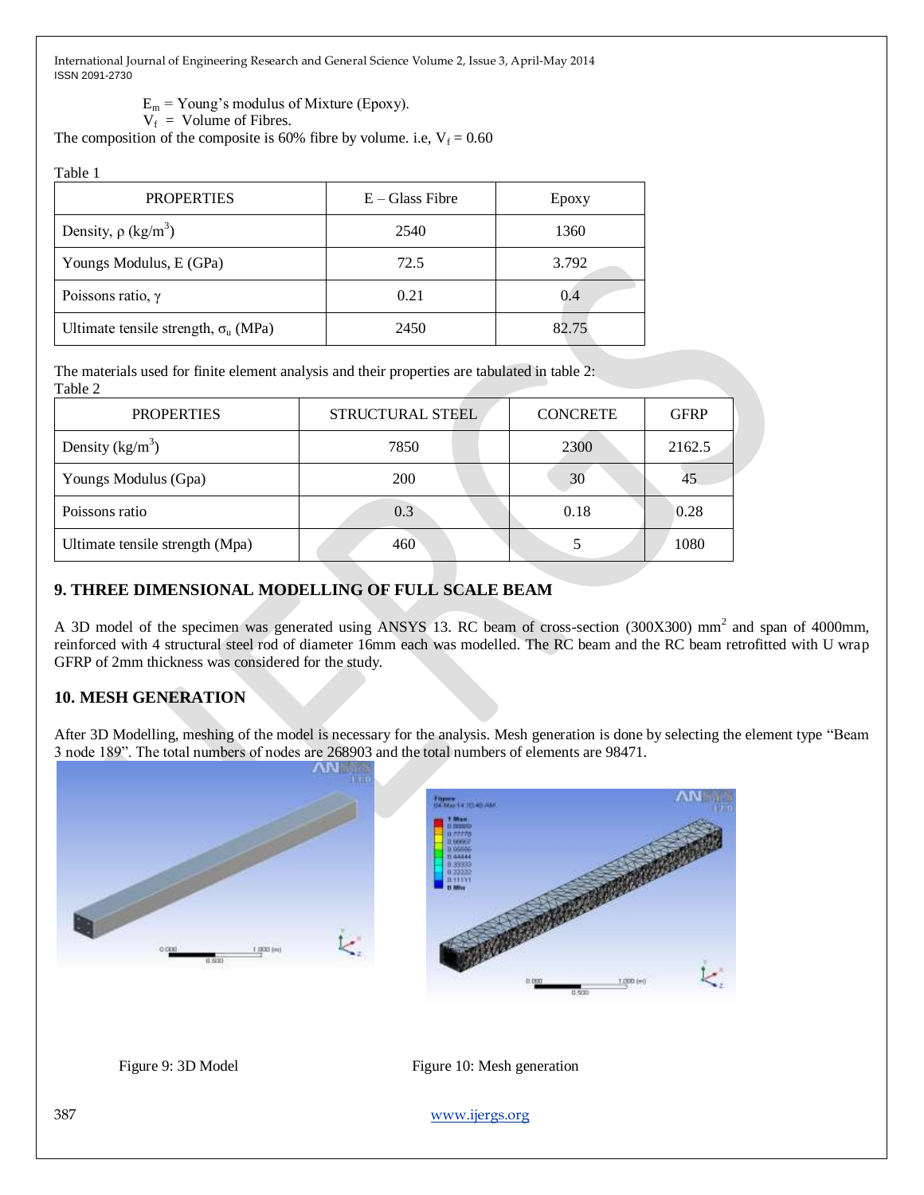$E_m$ = Young's modulus of Mixture (Epoxy).

$V_f$ = Volume of Fibres.

The composition of the composite is 60% fibre by volume. i.e, $V_f = 0.60$

Table 1

| PROPERTIES | E – Glass Fibre | Epoxy |
|---|---|---|
| Density, ρ ($kg/m^3$) | 2540 | 1360 |
| Youngs Modulus, E (GPa) | 72.5 | 3.792 |
| Poissons ratio, γ | 0.21 | 0.4 |
| Ultimate tensile strength, $\sigma_u$ (MPa) | 2450 | 82.75 |

The materials used for finite element analysis and their properties are tabulated in table 2:

Table 2

| PROPERTIES | STRUCTURAL STEEL | CONCRETE | GFRP |
|---|---|---|---|
| Density ($kg/m^3$) | 7850 | 2300 | 2162.5 |
| Youngs Modulus (Gpa) | 200 | 30 | 45 |
| Poissons ratio | 0.3 | 0.18 | 0.28 |
| Ultimate tensile strength (Mpa) | 460 | 5 | 1080 |

## 9. THREE DIMENSIONAL MODELLING OF FULL SCALE BEAM

A 3D model of the specimen was generated using ANSYS 13. RC beam of cross-section (300X300) $mm^2$ and span of 4000mm, reinforced with 4 structural steel rod of diameter 16mm each was modelled. The RC beam and the RC beam retrofitted with U wrap GFRP of 2mm thickness was considered for the study.

## 10. MESH GENERATION

After 3D Modelling, meshing of the model is necessary for the analysis. Mesh generation is done by selecting the element type "Beam 3 node 189". The total numbers of nodes are 268903 and the total numbers of elements are 98471.

Figure 9: 3D Model

Figure 10: Mesh generation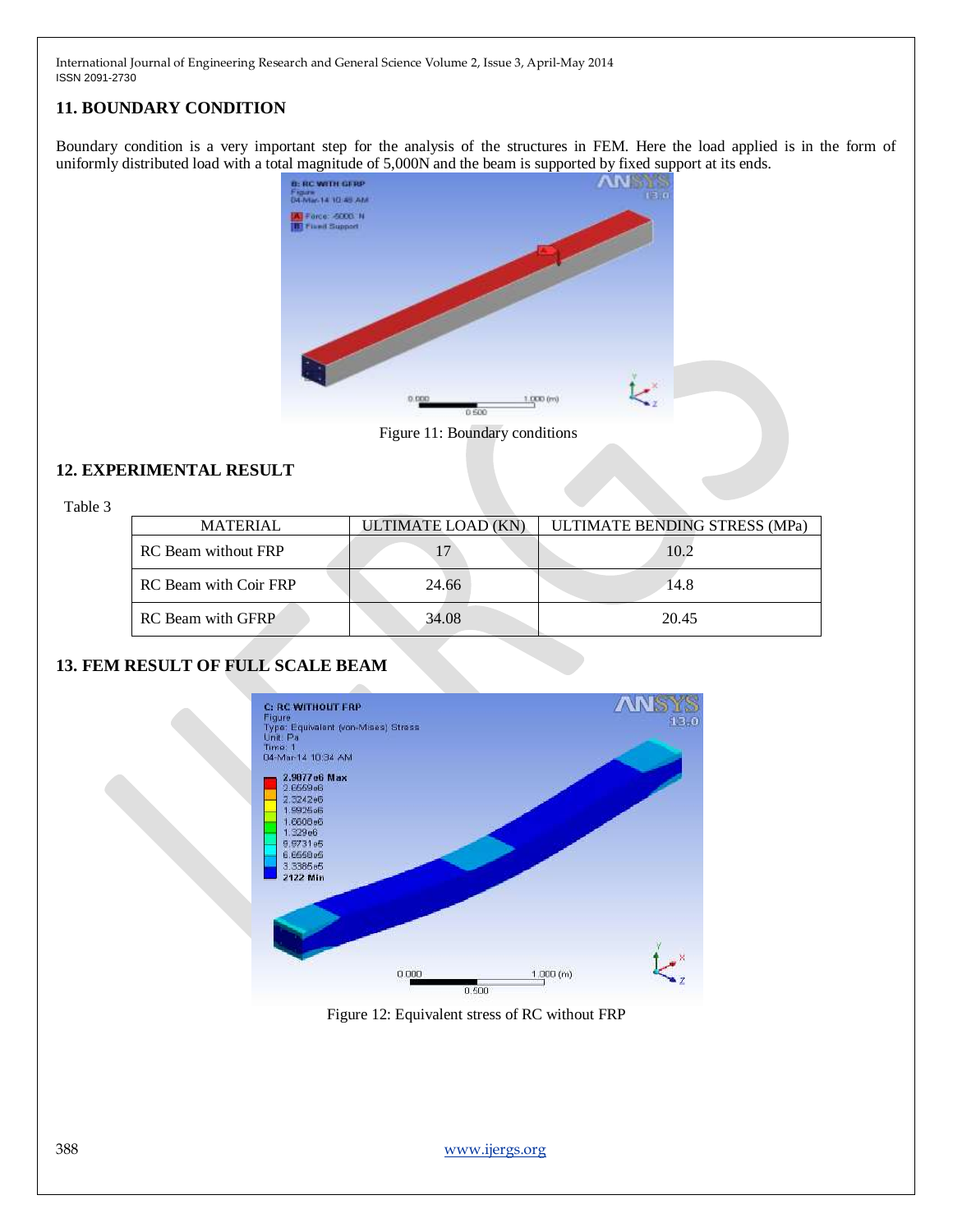## 11. BOUNDARY CONDITION

Boundary condition is a very important step for the analysis of the structures in FEM. Here the load applied is in the form of uniformly distributed load with a total magnitude of 5,000N and the beam is supported by fixed support at its ends.

Figure 11: Boundary conditions

## 12. EXPERIMENTAL RESULT

Table 3

| MATERIAL | ULTIMATE LOAD (KN) | ULTIMATE BENDING STRESS (MPa) |
|---|---|---|
| RC Beam without FRP | 17 | 10.2 |
| RC Beam with Coir FRP | 24.66 | 14.8 |
| RC Beam with GFRP | 34.08 | 20.45 |

## 13. FEM RESULT OF FULL SCALE BEAM

Figure 12: Equivalent stress of RC without FRP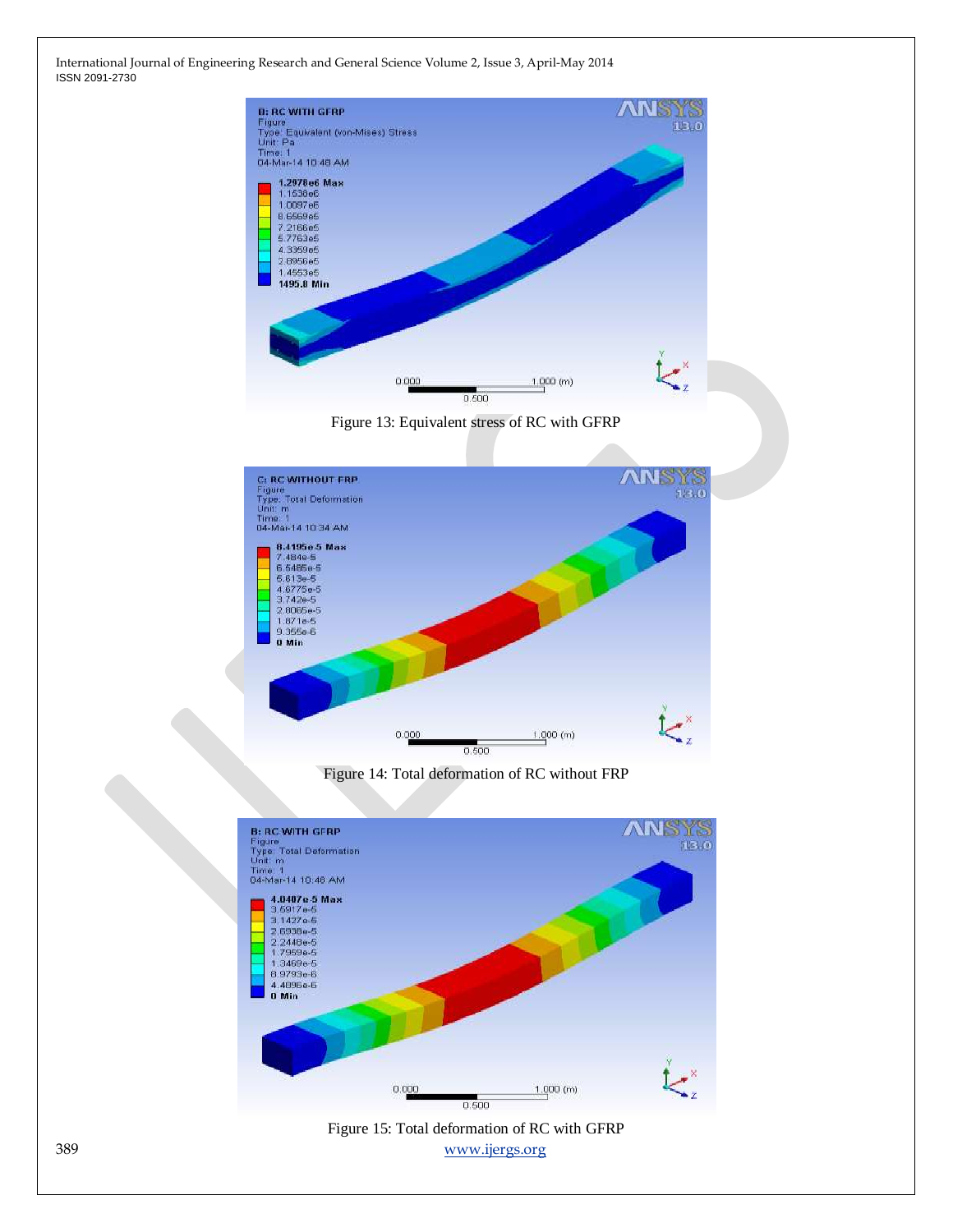Figure 13: Equivalent stress of RC with GFRP

Figure 14: Total deformation of RC without FRP

Figure 15: Total deformation of RC with GFRP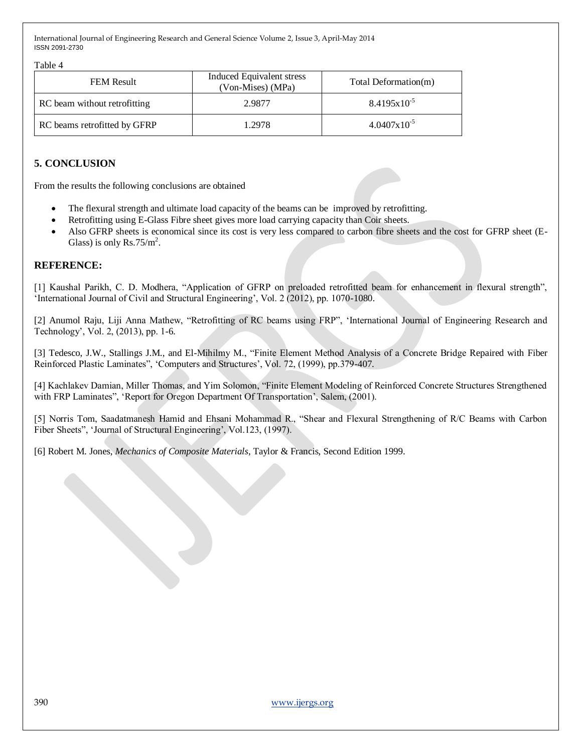Table 4

| FEM Result | Induced Equivalent stress (Von-Mises) (MPa) | Total Deformation(m) |
|---|---|---|
| RC beam without retrofitting | 2.9877 | $8.4195x10^{-5}$ |
| RC beams retrofitted by GFRP | 1.2978 | $4.0407x10^{-5}$ |

## 5. CONCLUSION

From the results the following conclusions are obtained

- The flexural strength and ultimate load capacity of the beams can be improved by retrofitting.
- Retrofitting using E-Glass Fibre sheet gives more load carrying capacity than Coir sheets.
- Also GFRP sheets is economical since its cost is very less compared to carbon fibre sheets and the cost for GFRP sheet (E-Glass) is only Rs.75/$m^2$.

## REFERENCE:

[1] Kaushal Parikh, C. D. Modhera, "Application of GFRP on preloaded retrofitted beam for enhancement in flexural strength", 'International Journal of Civil and Structural Engineering', Vol. 2 (2012), pp. 1070-1080.

[2] Anumol Raju, Liji Anna Mathew, "Retrofitting of RC beams using FRP", 'International Journal of Engineering Research and Technology', Vol. 2, (2013), pp. 1-6.

[3] Tedesco, J.W., Stallings J.M., and El-Mihilmy M., "Finite Element Method Analysis of a Concrete Bridge Repaired with Fiber Reinforced Plastic Laminates", 'Computers and Structures', Vol. 72, (1999), pp.379-407.

[4] Kachlakev Damian, Miller Thomas, and Yim Solomon, "Finite Element Modeling of Reinforced Concrete Structures Strengthened with FRP Laminates", 'Report for Oregon Department Of Transportation', Salem, (2001).

[5] Norris Tom, Saadatmanesh Hamid and Ehsani Mohammad R., "Shear and Flexural Strengthening of R/C Beams with Carbon Fiber Sheets", 'Journal of Structural Engineering', Vol.123, (1997).

[6] Robert M. Jones, *Mechanics of Composite Materials*, Taylor & Francis, Second Edition 1999.